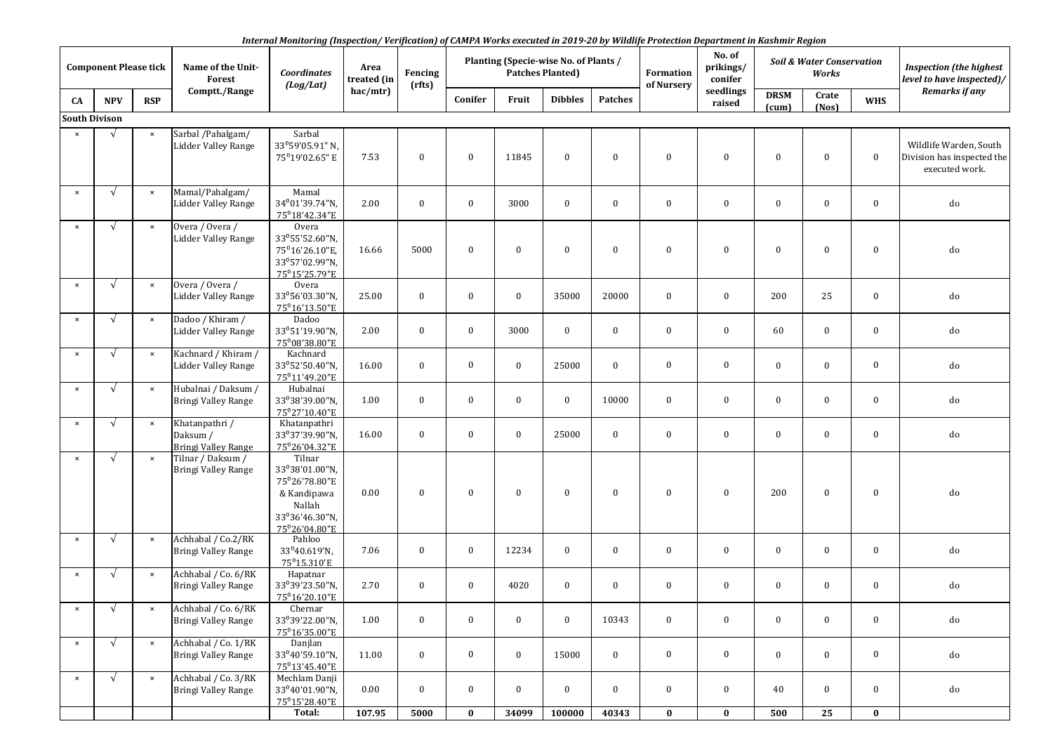*Internal Monitoring (Inspection/ Verification) of CAMPA Works executed in 2019-20 by Wildlife Protection Department in Kashmir Region*

| Component Please tick | | | Name of the Unit- Forest Comptt./Range | Coordinates (Log/Lat) | Area treated (in hac/mtr) | Fencing (rfts) | Planting (Specie-wise No. of Plants / Patches Planted) | | | | Formation of Nursery | No. of prikings/ conifer seedlings raised | Soil & Water Conservation Works | | | Inspection (the highest level to have inspected)/ Remarks if any |
|---|---|---|---|---|---|---|---|---|---|---|---|---|---|---|---|---|
| CA | NPV | RSP | | | | | Conifer | Fruit | Dibbles | Patches | | | DRSM (cum) | Crate (Nos) | WHS | |
| **South Divison** | | | | | | | | | | | | | | | | |
| × | √ | × | Sarbal /Pahalgam/ Lidder Valley Range | Sarbal 33°59'05.91" N, 75°19'02.65" E | 7.53 | 0 | 0 | 11845 | 0 | 0 | 0 | 0 | 0 | 0 | 0 | Wildlife Warden, South Division has inspected the executed work. |
| × | √ | × | Mamal/Pahalgam/ Lidder Valley Range | Mamal 34°01'39.74"N, 75°18'42.34"E | 2.00 | 0 | 0 | 3000 | 0 | 0 | 0 | 0 | 0 | 0 | 0 | do |
| × | √ | × | Overa / Overa / Lidder Valley Range | Overa 33°55'52.60"N, 75°16'26.10"E, 33°57'02.99"N, 75°15'25.79"E | 16.66 | 5000 | 0 | 0 | 0 | 0 | 0 | 0 | 0 | 0 | 0 | do |
| × | √ | × | Overa / Overa / Lidder Valley Range | Overa 33°56'03.30"N, 75°16'13.50"E | 25.00 | 0 | 0 | 0 | 35000 | 20000 | 0 | 0 | 200 | 25 | 0 | do |
| × | √ | × | Dadoo / Khiram / Lidder Valley Range | Dadoo 33°51'19.90"N, 75°08'38.80"E | 2.00 | 0 | 0 | 3000 | 0 | 0 | 0 | 0 | 60 | 0 | 0 | do |
| × | √ | × | Kachnard / Khiram / Lidder Valley Range | Kachnard 33°52'50.40"N, 75°11'49.20"E | 16.00 | 0 | 0 | 0 | 25000 | 0 | 0 | 0 | 0 | 0 | 0 | do |
| × | √ | × | Hubalnai / Daksum / Bringi Valley Range | Hubalnai 33°38'39.00"N, 75°27'10.40"E | 1.00 | 0 | 0 | 0 | 0 | 10000 | 0 | 0 | 0 | 0 | 0 | do |
| × | √ | × | Khatanpathri / Daksum / Bringi Valley Range | Khatanpathri 33°37'39.90"N, 75°26'04.32"E | 16.00 | 0 | 0 | 0 | 25000 | 0 | 0 | 0 | 0 | 0 | 0 | do |
| × | √ | × | Tilnar / Daksum / Bringi Valley Range | Tilnar 33°38'01.00"N, 75°26'78.80"E & Kandipawa Nallah 33°36'46.30"N, 75°26'04.80"E | 0.00 | 0 | 0 | 0 | 0 | 0 | 0 | 0 | 200 | 0 | 0 | do |
| × | √ | × | Achhabal / Co.2/RK Bringi Valley Range | Pahloo 33°40.619'N, 75°15.310'E | 7.06 | 0 | 0 | 12234 | 0 | 0 | 0 | 0 | 0 | 0 | 0 | do |
| × | √ | × | Achhabal / Co. 6/RK Bringi Valley Range | Hapatnar 33°39'23.50"N, 75°16'20.10"E | 2.70 | 0 | 0 | 4020 | 0 | 0 | 0 | 0 | 0 | 0 | 0 | do |
| × | √ | × | Achhabal / Co. 6/RK Bringi Valley Range | Chernar 33°39'22.00"N, 75°16'35.00"E | 1.00 | 0 | 0 | 0 | 0 | 10343 | 0 | 0 | 0 | 0 | 0 | do |
| × | √ | × | Achhabal / Co. 1/RK Bringi Valley Range | Danjlan 33°40'59.10"N, 75°13'45.40"E | 11.00 | 0 | 0 | 0 | 15000 | 0 | 0 | 0 | 0 | 0 | 0 | do |
| × | √ | × | Achhabal / Co. 3/RK Bringi Valley Range | Mechlam Danji 33°40'01.90"N, 75°15'28.40"E | 0.00 | 0 | 0 | 0 | 0 | 0 | 0 | 0 | 40 | 0 | 0 | do |
| | | | | **Total:** | **107.95** | **5000** | **0** | **34099** | **100000** | **40343** | **0** | **0** | **500** | **25** | **0** | |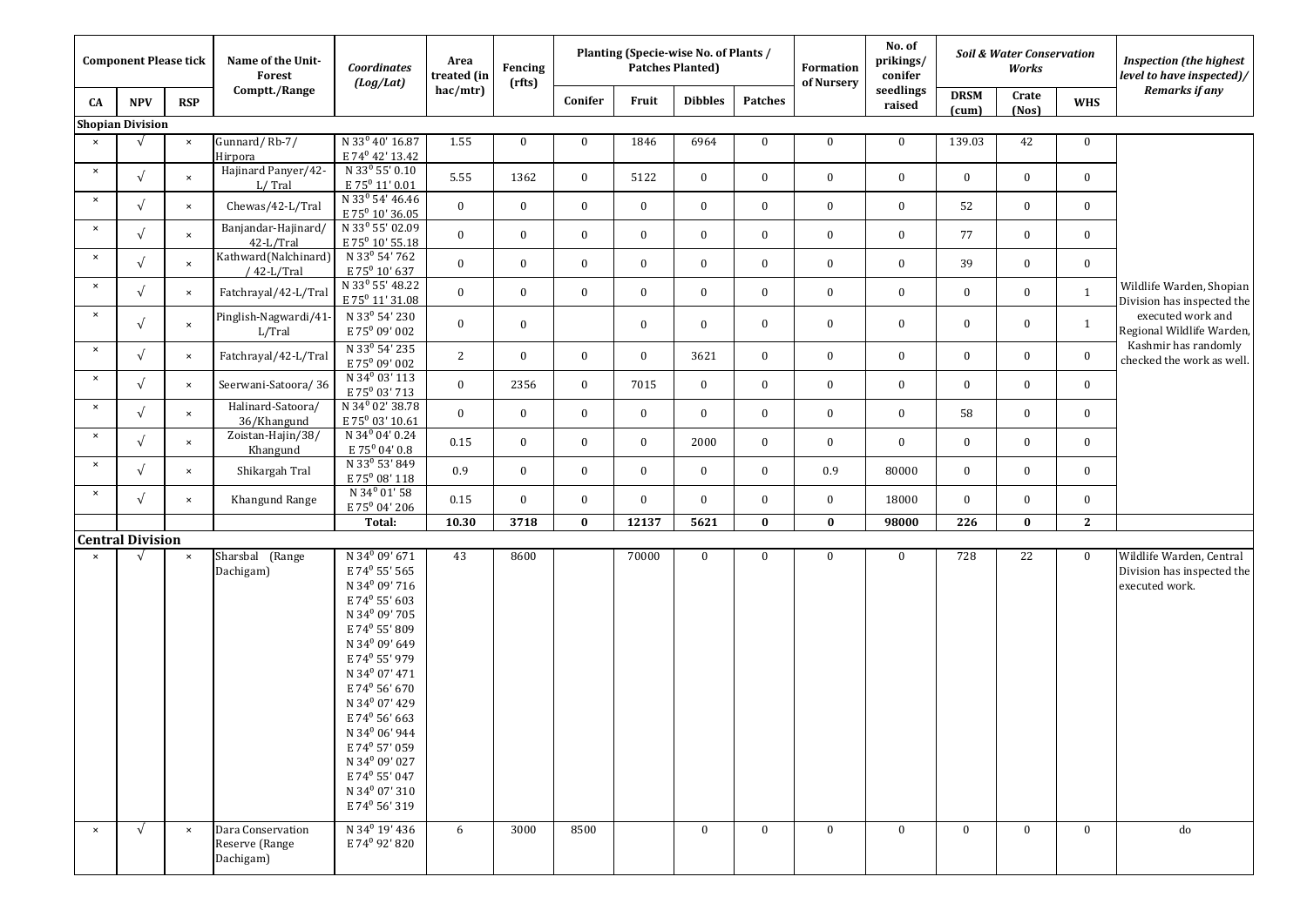| Component Please tick | | | Name of the Unit-Forest Comptt./Range | *Coordinates (Log/Lat)* | Area treated (in hac/mtr) | Fencing (rfts) | Planting (Specie-wise No. of Plants / Patches Planted) | | | | Formation of Nursery | No. of prikings/ conifer seedlings raised | *Soil & Water Conservation Works* | | | *Inspection (the highest level to have inspected)/ Remarks if any* |
|---|---|---|---|---|---|---|---|---|---|---|---|---|---|---|---|---|
| CA | NPV | RSP | | | | | Conifer | Fruit | Dibbles | Patches | | | DRSM (cum) | Crate (Nos) | WHS | |
| **Shopian Division** | | | | | | | | | | | | | | | | |
| × | √ | × | Gunnard/ Rb-7/ Hirpora | N 33$^0$ 40' 16.87 E 74$^0$ 42' 13.42 | 1.55 | 0 | 0 | 1846 | 6964 | 0 | 0 | 0 | 139.03 | 42 | 0 | Wildlife Warden, Shopian Division has inspected the executed work and Regional Wildlife Warden, Kashmir has randomly checked the work as well. |
| × | √ | × | Hajinard Panyer/42-L/ Tral | N 33$^0$ 55' 0.10 E 75$^0$ 11' 0.01 | 5.55 | 1362 | 0 | 5122 | 0 | 0 | 0 | 0 | 0 | 0 | 0 | |
| × | √ | × | Chewas/42-L/Tral | N 33$^0$ 54' 46.46 E 75$^0$ 10' 36.05 | 0 | 0 | 0 | 0 | 0 | 0 | 0 | 0 | 52 | 0 | 0 | |
| × | √ | × | Banjandar-Hajinard/ 42-L/Tral | N 33$^0$ 55' 02.09 E 75$^0$ 10' 55.18 | 0 | 0 | 0 | 0 | 0 | 0 | 0 | 0 | 77 | 0 | 0 | |
| × | √ | × | Kathward(Nalchinard) / 42-L/Tral | N 33$^0$ 54' 762 E 75$^0$ 10' 637 | 0 | 0 | 0 | 0 | 0 | 0 | 0 | 0 | 39 | 0 | 0 | |
| × | √ | × | Fatchrayal/42-L/Tral | N 33$^0$ 55' 48.22 E 75$^0$ 11' 31.08 | 0 | 0 | 0 | 0 | 0 | 0 | 0 | 0 | 0 | 0 | 1 | |
| × | √ | × | Pinglish-Nagwardi/41-L/Tral | N 33$^0$ 54' 230 E 75$^0$ 09' 002 | 0 | 0 | | 0 | 0 | 0 | 0 | 0 | 0 | 0 | 1 | |
| × | √ | × | Fatchrayal/42-L/Tral | N 33$^0$ 54' 235 E 75$^0$ 09' 002 | 2 | 0 | 0 | 0 | 3621 | 0 | 0 | 0 | 0 | 0 | 0 | |
| × | √ | × | Seerwani-Satoora/ 36 | N 34$^0$ 03' 113 E 75$^0$ 03' 713 | 0 | 2356 | 0 | 7015 | 0 | 0 | 0 | 0 | 0 | 0 | 0 | |
| × | √ | × | Halinard-Satoora/ 36/Khangund | N 34$^0$ 02' 38.78 E 75$^0$ 03' 10.61 | 0 | 0 | 0 | 0 | 0 | 0 | 0 | 0 | 58 | 0 | 0 | |
| × | √ | × | Zoistan-Hajin/38/ Khangund | N 34$^0$ 04' 0.24 E 75$^0$ 04' 0.8 | 0.15 | 0 | 0 | 0 | 2000 | 0 | 0 | 0 | 0 | 0 | 0 | |
| × | √ | × | Shikargah Tral | N 33$^0$ 53' 849 E 75$^0$ 08' 118 | 0.9 | 0 | 0 | 0 | 0 | 0 | 0.9 | 80000 | 0 | 0 | 0 | |
| × | √ | × | Khangund Range | N 34$^0$ 01' 58 E 75$^0$ 04' 206 | 0.15 | 0 | 0 | 0 | 0 | 0 | 0 | 18000 | 0 | 0 | 0 | |
| | | | | **Total:** | **10.30** | **3718** | **0** | **12137** | **5621** | **0** | **0** | **98000** | **226** | **0** | **2** | |
| **Central Division** | | | | | | | | | | | | | | | | |
| × | √ | × | Sharsbal (Range Dachigam) | N 34$^0$ 09' 671 E 74$^0$ 55' 565 N 34$^0$ 09' 716 E 74$^0$ 55' 603 N 34$^0$ 09' 705 E 74$^0$ 55' 809 N 34$^0$ 09' 649 E 74$^0$ 55' 979 N 34$^0$ 07' 471 E 74$^0$ 56' 670 N 34$^0$ 07' 429 E 74$^0$ 56' 663 N 34$^0$ 06' 944 E 74$^0$ 57' 059 N 34$^0$ 09' 027 E 74$^0$ 55' 047 N 34$^0$ 07' 310 E 74$^0$ 56' 319 | 43 | 8600 | | 70000 | 0 | 0 | 0 | 0 | 728 | 22 | 0 | Wildlife Warden, Central Division has inspected the executed work. |
| × | √ | × | Dara Conservation Reserve (Range Dachigam) | N 34$^0$ 19' 436 E 74$^0$ 92' 820 | 6 | 3000 | 8500 | | 0 | 0 | 0 | 0 | 0 | 0 | 0 | do |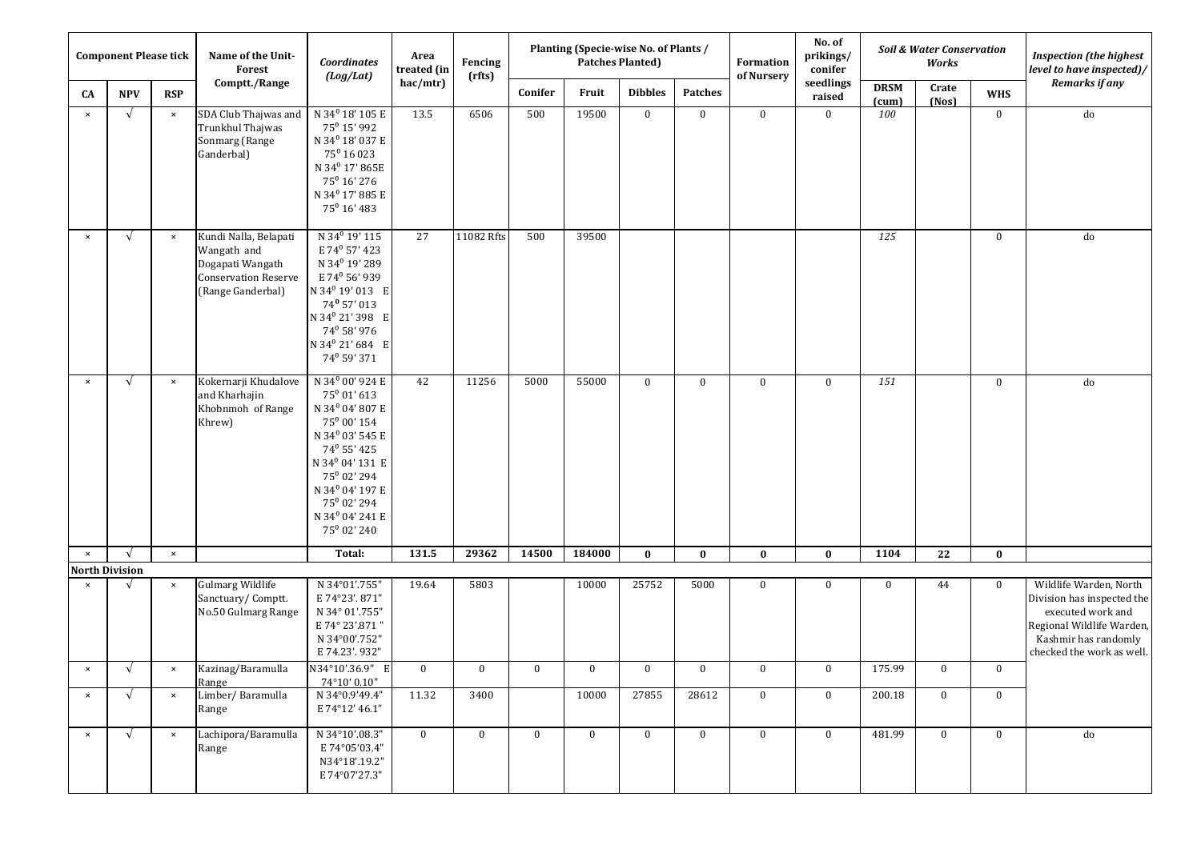| Component Please tick | | | Name of the Unit-Forest Comptt./Range | *Coordinates (Log/Lat)* | Area treated (in hac/mtr) | Fencing (rfts) | Planting (Specie-wise No. of Plants / Patches Planted) | | | | Formation of Nursery | No. of prikings/ conifer seedlings raised | *Soil & Water Conservation Works* | | | *Inspection (the highest level to have inspected)/ Remarks if any* |
|---|---|---|---|---|---|---|---|---|---|---|---|---|---|---|---|---|
| CA | NPV | RSP | | | | | Conifer | Fruit | Dibbles | Patches | | | DRSM (cum) | Crate (Nos) | WHS | |
| × | √ | × | SDA Club Thajwas and Trunkhul Thajwas Sonmarg (Range Ganderbal) | N 34$^{0}$ 18' 105 E 75$^{0}$ 15' 992 N 34$^{0}$ 18' 037 E 75$^{0}$ 16 023 N 34$^{0}$ 17' 865E 75$^{0}$ 16' 276 N 34$^{0}$ 17' 885 E 75$^{0}$ 16' 483 | 13.5 | 6506 | 500 | 19500 | 0 | 0 | 0 | 0 | *100* | | 0 | do |
| × | √ | × | Kundi Nalla, Belapati Wangath and Dogapati Wangath Conservation Reserve (Range Ganderbal) | N 34$^{0}$ 19' 115 E 74$^{0}$ 57' 423 N 34$^{0}$ 19' 289 E 74$^{0}$ 56' 939 N 34$^{0}$ 19' 013 E 74$^{0}$ 57' 013 N 34$^{0}$ 21' 398 E 74$^{0}$ 58' 976 N 34$^{0}$ 21' 684 E 74$^{0}$ 59' 371 | 27 | 11082 Rfts | 500 | 39500 | | | | | *125* | | 0 | do |
| × | √ | × | Kokernarji Khudalove and Kharhajin Khobnmoh of Range Khrew) | N 34$^{0}$ 00' 924 E 75$^{0}$ 01' 613 N 34$^{0}$ 04' 807 E 75$^{0}$ 00' 154 N 34$^{0}$ 03' 545 E 74$^{0}$ 55' 425 N 34$^{0}$ 04' 131 E 75$^{0}$ 02' 294 N 34$^{0}$ 04' 197 E 75$^{0}$ 02' 294 N 34$^{0}$ 04' 241 E 75$^{0}$ 02' 240 | 42 | 11256 | 5000 | 55000 | 0 | 0 | 0 | 0 | *151* | | 0 | do |
| × | √ | × | | **Total:** | **131.5** | **29362** | **14500** | **184000** | **0** | **0** | **0** | **0** | **1104** | **22** | **0** | |
| **North Division** | | | | | | | | | | | | | | | | |
| × | √ | × | Gulmarg Wildlife Sanctuary/ Comptt. No.50 Gulmarg Range | N 34°01'.755" E 74°23'. 871" N 34° 01'.755" E 74° 23'.871 " N 34°00'.752" E 74.23'. 932" | 19.64 | 5803 | | 10000 | 25752 | 5000 | 0 | 0 | 0 | 44 | 0 | Wildlife Warden, North Division has inspected the executed work and Regional Wildlife Warden, Kashmir has randomly checked the work as well. |
| × | √ | × | Kazinag/Baramulla Range | N34°10'.36.9" E 74°10' 0.10" | 0 | 0 | 0 | 0 | 0 | 0 | 0 | 0 | 175.99 | 0 | 0 | |
| × | √ | × | Limber/ Baramulla Range | N 34°0.9'49.4" E 74°12' 46.1" | 11.32 | 3400 | | 10000 | 27855 | 28612 | 0 | 0 | 200.18 | 0 | 0 | |
| × | √ | × | Lachipora/Baramulla Range | N 34°10'.08.3" E 74°05'03.4" N34°18'.19.2" E 74°07'27.3" | 0 | 0 | 0 | 0 | 0 | 0 | 0 | 0 | 481.99 | 0 | 0 | do |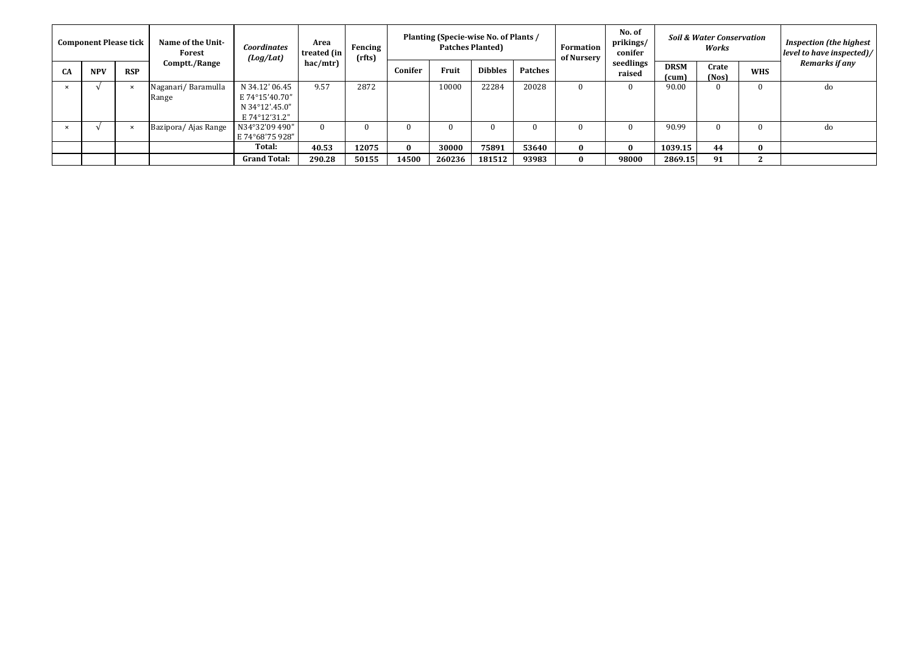| Component Please tick | | | Name of the Unit-Forest Comptt./Range | *Coordinates (Log/Lat)* | Area treated (in hac/mtr) | Fencing (rfts) | Planting (Specie-wise No. of Plants / Patches Planted) | | | | Formation of Nursery | No. of prikings/ conifer seedlings raised | *Soil & Water Conservation Works* | | | *Inspection (the highest level to have inspected)/ Remarks if any* |
|---|---|---|---|---|---|---|---|---|---|---|---|---|---|---|---|---|
| CA | NPV | RSP | | | | | Conifer | Fruit | Dibbles | Patches | | | DRSM (cum) | Crate (Nos) | WHS | |
| × | √ | × | Naganari/ Baramulla Range | N 34.12' 06.45 E 74°15'40.70" N 34°12'.45.0" E 74°12'31.2" | 9.57 | 2872 | | 10000 | 22284 | 20028 | 0 | 0 | 90.00 | 0 | 0 | do |
| × | √ | × | Bazipora/ Ajas Range | N34°32'09 490" E 74°68'75 928" | 0 | 0 | 0 | 0 | 0 | 0 | 0 | 0 | 90.99 | 0 | 0 | do |
| | | | | **Total:** | **40.53** | **12075** | **0** | **30000** | **75891** | **53640** | **0** | **0** | **1039.15** | **44** | **0** | |
| | | | | **Grand Total:** | **290.28** | **50155** | **14500** | **260236** | **181512** | **93983** | **0** | **98000** | **2869.15** | **91** | **2** | |